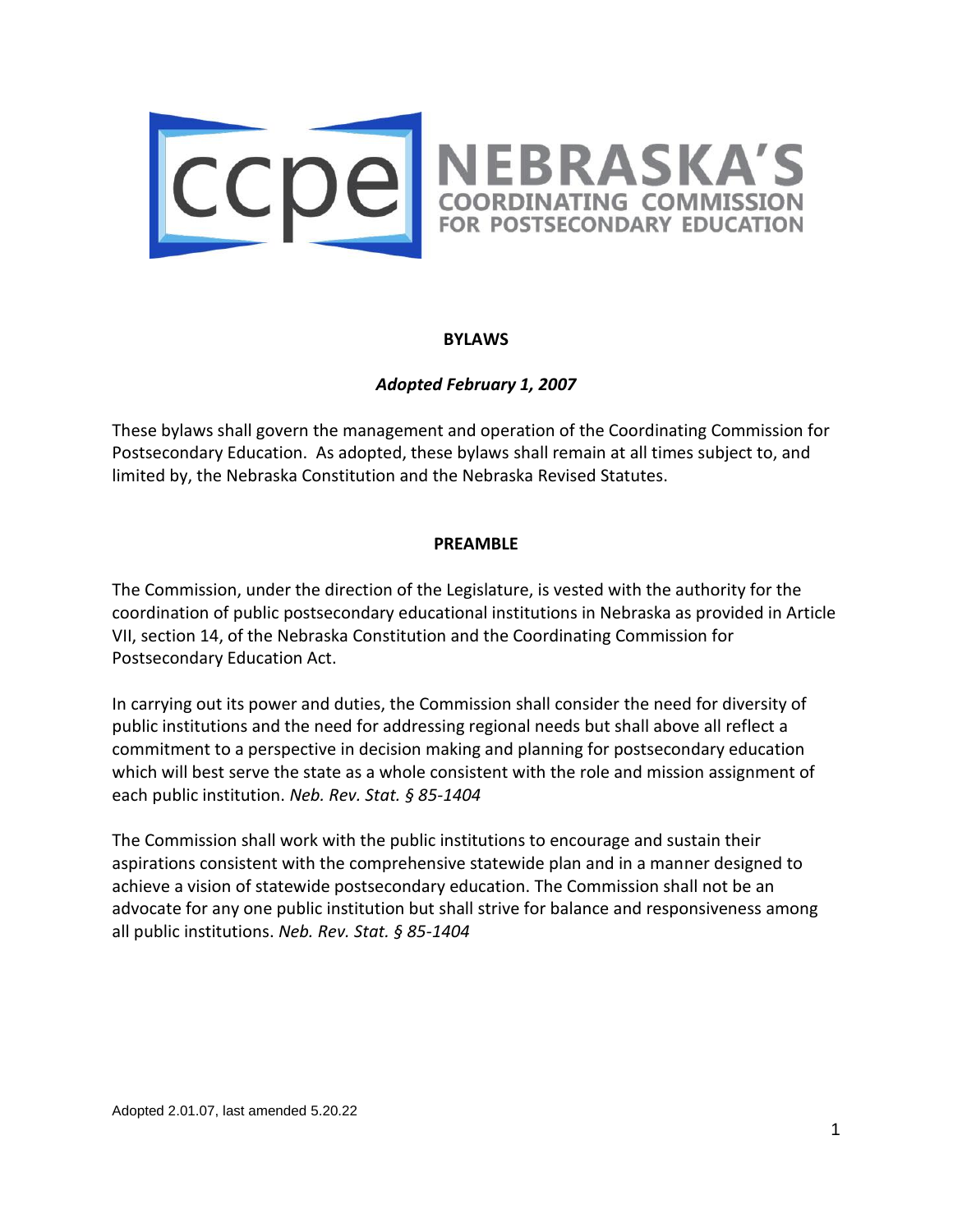# NEBRASKA'S COORDINATING COMMISSION FOR POSTSECONDARY EDUCATION

## BYLAWS

***Adopted February 1, 2007***

These bylaws shall govern the management and operation of the Coordinating Commission for Postsecondary Education. As adopted, these bylaws shall remain at all times subject to, and limited by, the Nebraska Constitution and the Nebraska Revised Statutes.

## PREAMBLE

The Commission, under the direction of the Legislature, is vested with the authority for the coordination of public postsecondary educational institutions in Nebraska as provided in Article VII, section 14, of the Nebraska Constitution and the Coordinating Commission for Postsecondary Education Act.

In carrying out its power and duties, the Commission shall consider the need for diversity of public institutions and the need for addressing regional needs but shall above all reflect a commitment to a perspective in decision making and planning for postsecondary education which will best serve the state as a whole consistent with the role and mission assignment of each public institution. *Neb. Rev. Stat. § 85-1404*

The Commission shall work with the public institutions to encourage and sustain their aspirations consistent with the comprehensive statewide plan and in a manner designed to achieve a vision of statewide postsecondary education. The Commission shall not be an advocate for any one public institution but shall strive for balance and responsiveness among all public institutions. *Neb. Rev. Stat. § 85-1404*

Adopted 2.01.07, last amended 5.20.22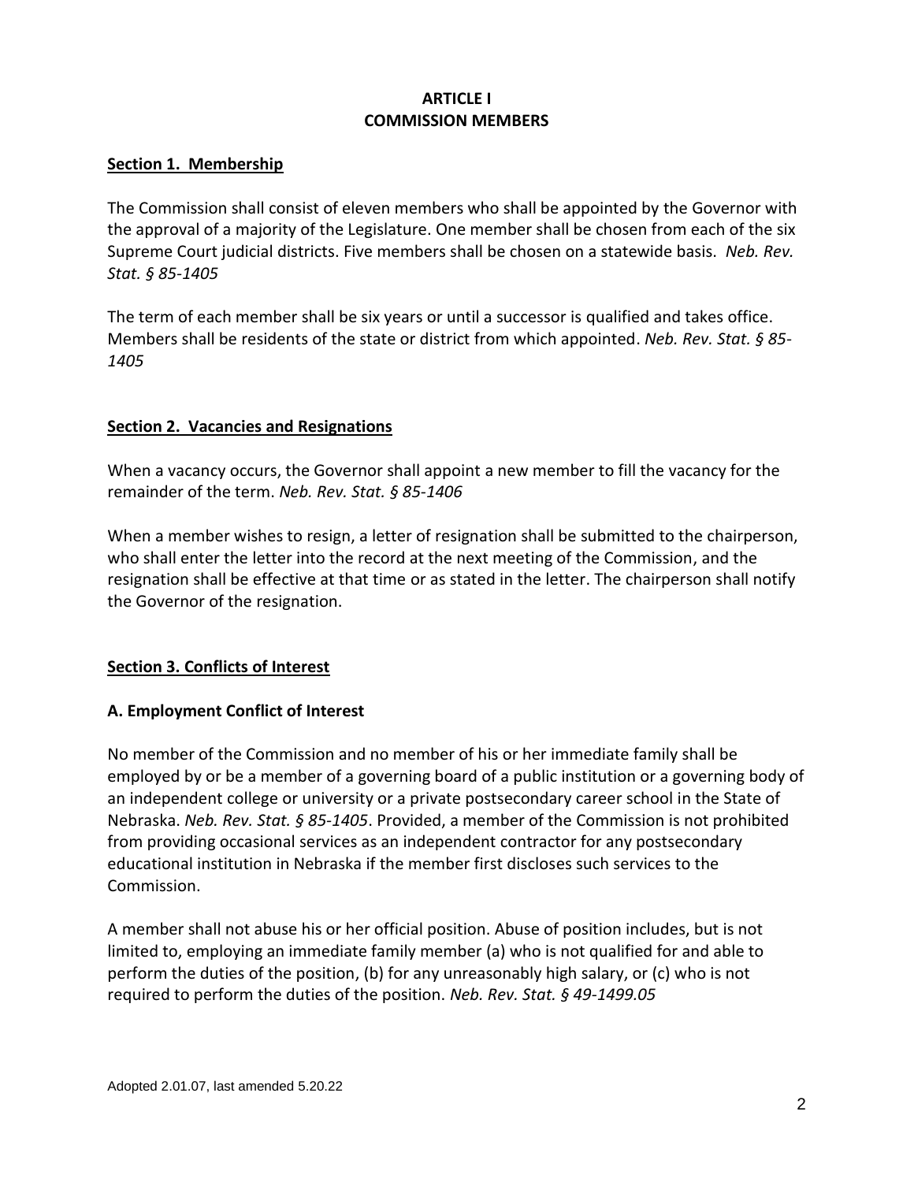# ARTICLE I
# COMMISSION MEMBERS

**Section 1. Membership**

The Commission shall consist of eleven members who shall be appointed by the Governor with the approval of a majority of the Legislature. One member shall be chosen from each of the six Supreme Court judicial districts. Five members shall be chosen on a statewide basis. *Neb. Rev. Stat. § 85-1405*

The term of each member shall be six years or until a successor is qualified and takes office. Members shall be residents of the state or district from which appointed. *Neb. Rev. Stat. § 85-1405*

**Section 2. Vacancies and Resignations**

When a vacancy occurs, the Governor shall appoint a new member to fill the vacancy for the remainder of the term. *Neb. Rev. Stat. § 85-1406*

When a member wishes to resign, a letter of resignation shall be submitted to the chairperson, who shall enter the letter into the record at the next meeting of the Commission, and the resignation shall be effective at that time or as stated in the letter. The chairperson shall notify the Governor of the resignation.

**Section 3. Conflicts of Interest**

**A. Employment Conflict of Interest**

No member of the Commission and no member of his or her immediate family shall be employed by or be a member of a governing board of a public institution or a governing body of an independent college or university or a private postsecondary career school in the State of Nebraska. *Neb. Rev. Stat. § 85-1405*. Provided, a member of the Commission is not prohibited from providing occasional services as an independent contractor for any postsecondary educational institution in Nebraska if the member first discloses such services to the Commission.

A member shall not abuse his or her official position. Abuse of position includes, but is not limited to, employing an immediate family member (a) who is not qualified for and able to perform the duties of the position, (b) for any unreasonably high salary, or (c) who is not required to perform the duties of the position. *Neb. Rev. Stat. § 49-1499.05*

Adopted 2.01.07, last amended 5.20.22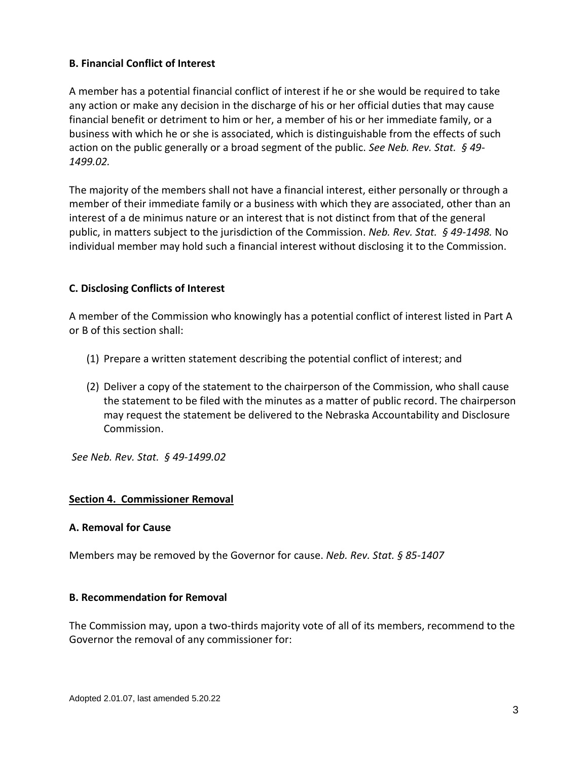**B. Financial Conflict of Interest**

A member has a potential financial conflict of interest if he or she would be required to take any action or make any decision in the discharge of his or her official duties that may cause financial benefit or detriment to him or her, a member of his or her immediate family, or a business with which he or she is associated, which is distinguishable from the effects of such action on the public generally or a broad segment of the public. *See Neb. Rev. Stat. § 49-1499.02.*

The majority of the members shall not have a financial interest, either personally or through a member of their immediate family or a business with which they are associated, other than an interest of a de minimus nature or an interest that is not distinct from that of the general public, in matters subject to the jurisdiction of the Commission. *Neb. Rev. Stat. § 49-1498.* No individual member may hold such a financial interest without disclosing it to the Commission.

**C. Disclosing Conflicts of Interest**

A member of the Commission who knowingly has a potential conflict of interest listed in Part A or B of this section shall:

(1) Prepare a written statement describing the potential conflict of interest; and

(2) Deliver a copy of the statement to the chairperson of the Commission, who shall cause the statement to be filed with the minutes as a matter of public record. The chairperson may request the statement be delivered to the Nebraska Accountability and Disclosure Commission.

*See Neb. Rev. Stat. § 49-1499.02*

**Section 4. Commissioner Removal**

**A. Removal for Cause**

Members may be removed by the Governor for cause. *Neb. Rev. Stat. § 85-1407*

**B. Recommendation for Removal**

The Commission may, upon a two-thirds majority vote of all of its members, recommend to the Governor the removal of any commissioner for: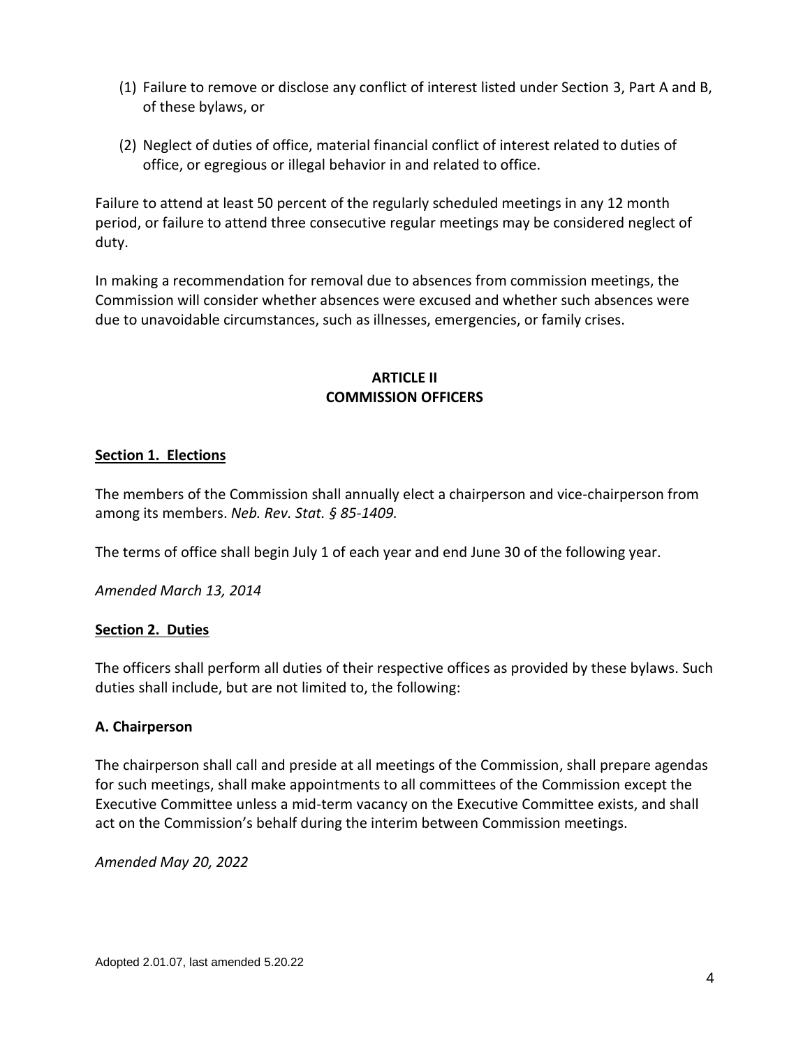(1) Failure to remove or disclose any conflict of interest listed under Section 3, Part A and B, of these bylaws, or

(2) Neglect of duties of office, material financial conflict of interest related to duties of office, or egregious or illegal behavior in and related to office.

Failure to attend at least 50 percent of the regularly scheduled meetings in any 12 month period, or failure to attend three consecutive regular meetings may be considered neglect of duty.

In making a recommendation for removal due to absences from commission meetings, the Commission will consider whether absences were excused and whether such absences were due to unavoidable circumstances, such as illnesses, emergencies, or family crises.

## ARTICLE II
## COMMISSION OFFICERS

**Section 1. Elections**

The members of the Commission shall annually elect a chairperson and vice-chairperson from among its members. *Neb. Rev. Stat. § 85-1409.*

The terms of office shall begin July 1 of each year and end June 30 of the following year.

*Amended March 13, 2014*

**Section 2. Duties**

The officers shall perform all duties of their respective offices as provided by these bylaws. Such duties shall include, but are not limited to, the following:

**A. Chairperson**

The chairperson shall call and preside at all meetings of the Commission, shall prepare agendas for such meetings, shall make appointments to all committees of the Commission except the Executive Committee unless a mid-term vacancy on the Executive Committee exists, and shall act on the Commission's behalf during the interim between Commission meetings.

*Amended May 20, 2022*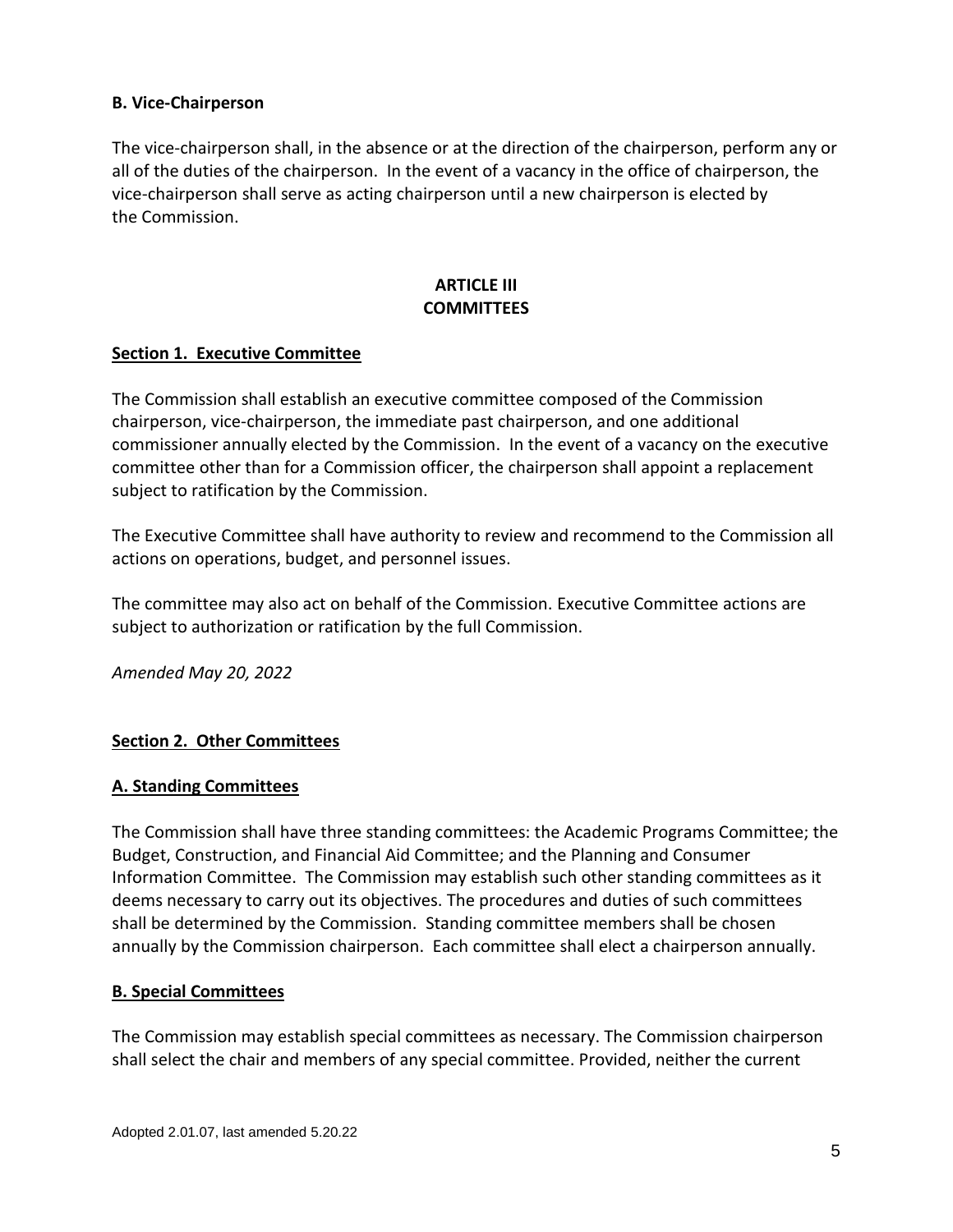**B. Vice-Chairperson**

The vice-chairperson shall, in the absence or at the direction of the chairperson, perform any or all of the duties of the chairperson. In the event of a vacancy in the office of chairperson, the vice-chairperson shall serve as acting chairperson until a new chairperson is elected by the Commission.

## ARTICLE III
## COMMITTEES

**Section 1. Executive Committee**

The Commission shall establish an executive committee composed of the Commission chairperson, vice-chairperson, the immediate past chairperson, and one additional commissioner annually elected by the Commission. In the event of a vacancy on the executive committee other than for a Commission officer, the chairperson shall appoint a replacement subject to ratification by the Commission.

The Executive Committee shall have authority to review and recommend to the Commission all actions on operations, budget, and personnel issues.

The committee may also act on behalf of the Commission. Executive Committee actions are subject to authorization or ratification by the full Commission.

*Amended May 20, 2022*

**Section 2. Other Committees**

**A. Standing Committees**

The Commission shall have three standing committees: the Academic Programs Committee; the Budget, Construction, and Financial Aid Committee; and the Planning and Consumer Information Committee. The Commission may establish such other standing committees as it deems necessary to carry out its objectives. The procedures and duties of such committees shall be determined by the Commission. Standing committee members shall be chosen annually by the Commission chairperson. Each committee shall elect a chairperson annually.

**B. Special Committees**

The Commission may establish special committees as necessary. The Commission chairperson shall select the chair and members of any special committee. Provided, neither the current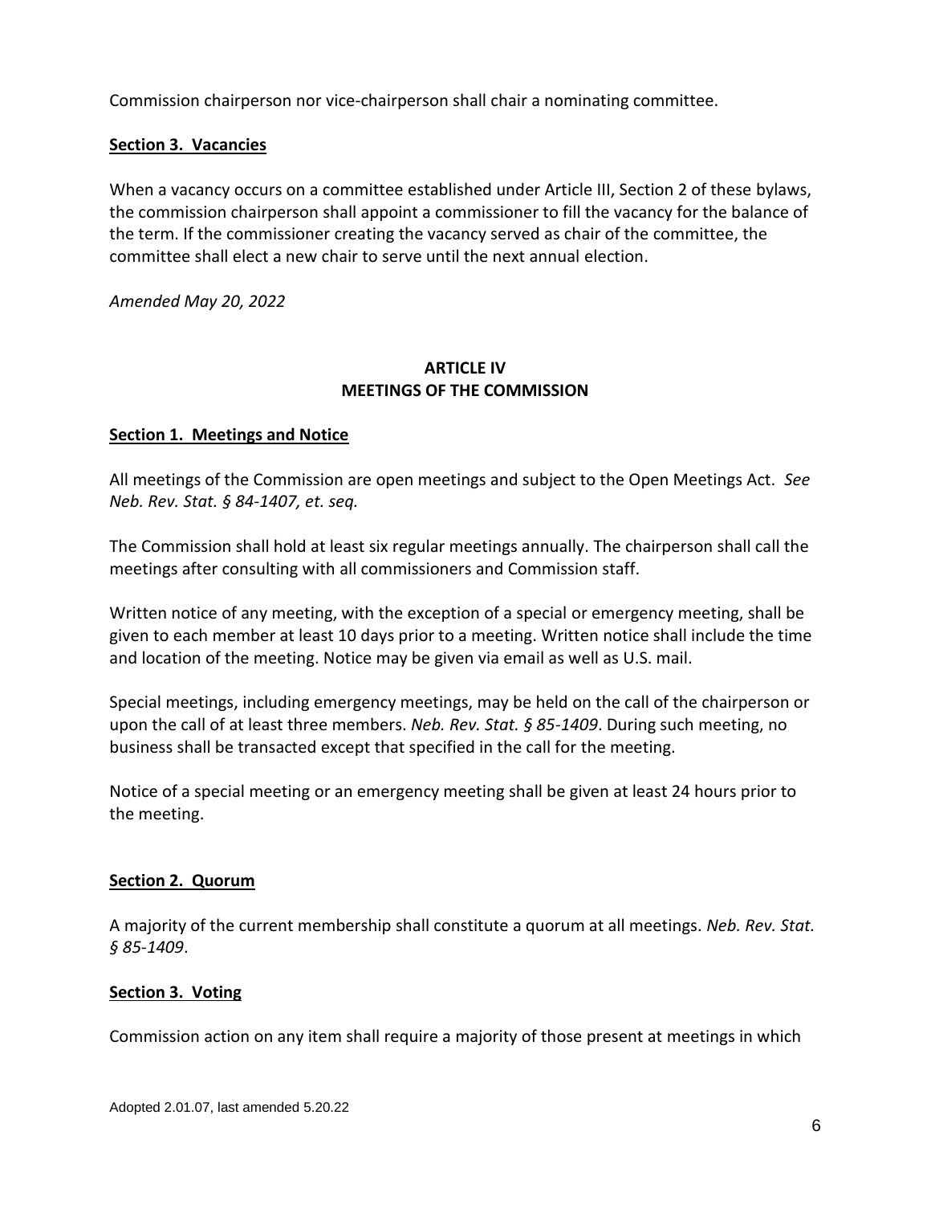Commission chairperson nor vice-chairperson shall chair a nominating committee.

**Section 3. Vacancies**

When a vacancy occurs on a committee established under Article III, Section 2 of these bylaws, the commission chairperson shall appoint a commissioner to fill the vacancy for the balance of the term. If the commissioner creating the vacancy served as chair of the committee, the committee shall elect a new chair to serve until the next annual election.

*Amended May 20, 2022*

## ARTICLE IV
## MEETINGS OF THE COMMISSION

**Section 1. Meetings and Notice**

All meetings of the Commission are open meetings and subject to the Open Meetings Act. *See Neb. Rev. Stat. § 84-1407, et. seq.*

The Commission shall hold at least six regular meetings annually. The chairperson shall call the meetings after consulting with all commissioners and Commission staff.

Written notice of any meeting, with the exception of a special or emergency meeting, shall be given to each member at least 10 days prior to a meeting. Written notice shall include the time and location of the meeting. Notice may be given via email as well as U.S. mail.

Special meetings, including emergency meetings, may be held on the call of the chairperson or upon the call of at least three members. *Neb. Rev. Stat. § 85-1409*. During such meeting, no business shall be transacted except that specified in the call for the meeting.

Notice of a special meeting or an emergency meeting shall be given at least 24 hours prior to the meeting.

**Section 2. Quorum**

A majority of the current membership shall constitute a quorum at all meetings. *Neb. Rev. Stat. § 85-1409*.

**Section 3. Voting**

Commission action on any item shall require a majority of those present at meetings in which

Adopted 2.01.07, last amended 5.20.22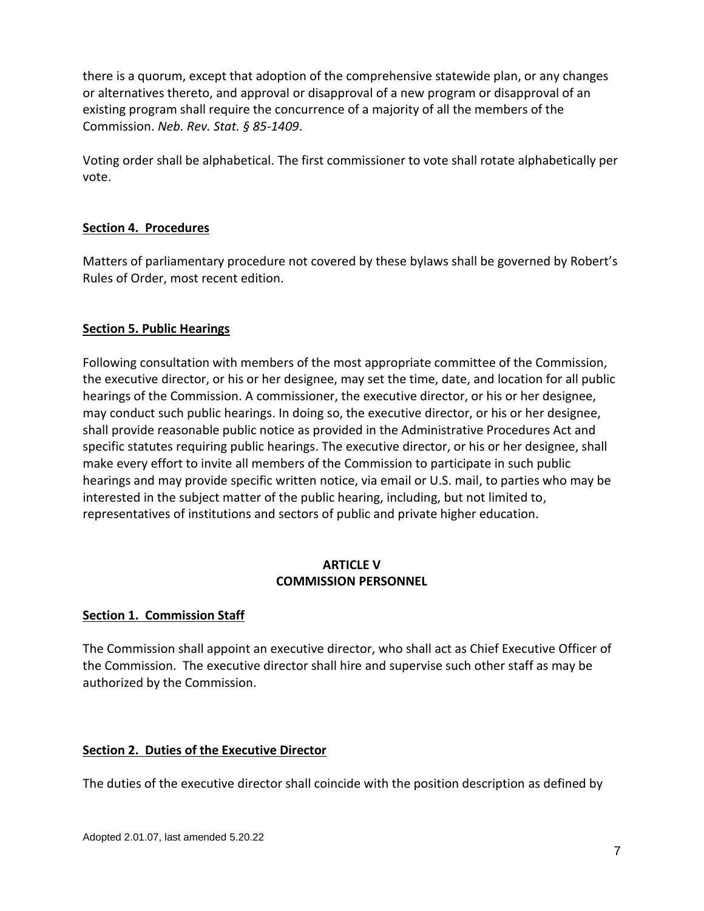there is a quorum, except that adoption of the comprehensive statewide plan, or any changes or alternatives thereto, and approval or disapproval of a new program or disapproval of an existing program shall require the concurrence of a majority of all the members of the Commission. *Neb. Rev. Stat. § 85-1409*.

Voting order shall be alphabetical. The first commissioner to vote shall rotate alphabetically per vote.

**Section 4. Procedures**

Matters of parliamentary procedure not covered by these bylaws shall be governed by Robert's Rules of Order, most recent edition.

**Section 5. Public Hearings**

Following consultation with members of the most appropriate committee of the Commission, the executive director, or his or her designee, may set the time, date, and location for all public hearings of the Commission. A commissioner, the executive director, or his or her designee, may conduct such public hearings. In doing so, the executive director, or his or her designee, shall provide reasonable public notice as provided in the Administrative Procedures Act and specific statutes requiring public hearings. The executive director, or his or her designee, shall make every effort to invite all members of the Commission to participate in such public hearings and may provide specific written notice, via email or U.S. mail, to parties who may be interested in the subject matter of the public hearing, including, but not limited to, representatives of institutions and sectors of public and private higher education.

## ARTICLE V
## COMMISSION PERSONNEL

**Section 1. Commission Staff**

The Commission shall appoint an executive director, who shall act as Chief Executive Officer of the Commission. The executive director shall hire and supervise such other staff as may be authorized by the Commission.

**Section 2. Duties of the Executive Director**

The duties of the executive director shall coincide with the position description as defined by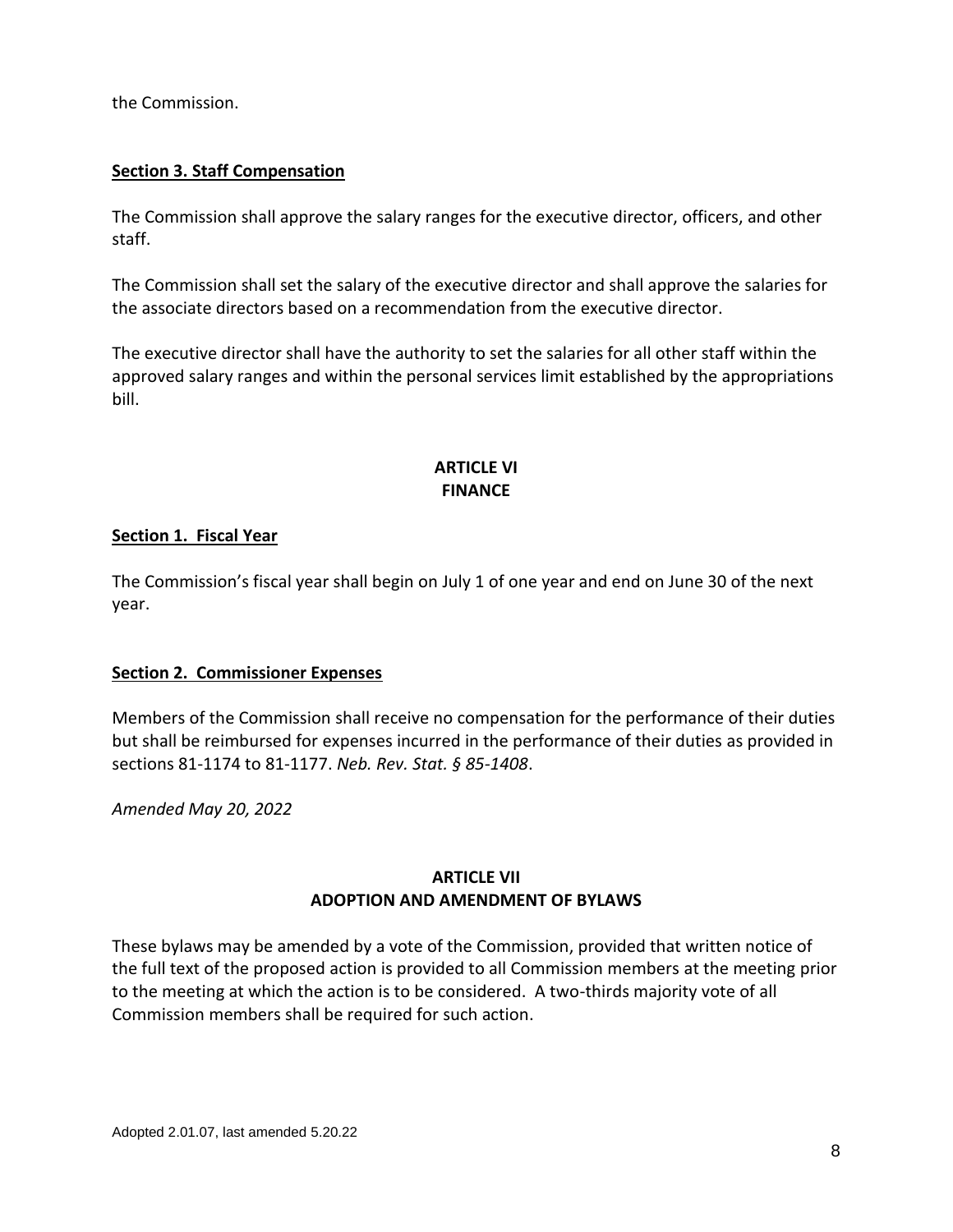the Commission.

**Section 3. Staff Compensation**

The Commission shall approve the salary ranges for the executive director, officers, and other staff.

The Commission shall set the salary of the executive director and shall approve the salaries for the associate directors based on a recommendation from the executive director.

The executive director shall have the authority to set the salaries for all other staff within the approved salary ranges and within the personal services limit established by the appropriations bill.

## ARTICLE VI
## FINANCE

**Section 1. Fiscal Year**

The Commission's fiscal year shall begin on July 1 of one year and end on June 30 of the next year.

**Section 2. Commissioner Expenses**

Members of the Commission shall receive no compensation for the performance of their duties but shall be reimbursed for expenses incurred in the performance of their duties as provided in sections 81-1174 to 81-1177. *Neb. Rev. Stat. § 85-1408*.

*Amended May 20, 2022*

## ARTICLE VII
## ADOPTION AND AMENDMENT OF BYLAWS

These bylaws may be amended by a vote of the Commission, provided that written notice of the full text of the proposed action is provided to all Commission members at the meeting prior to the meeting at which the action is to be considered. A two-thirds majority vote of all Commission members shall be required for such action.